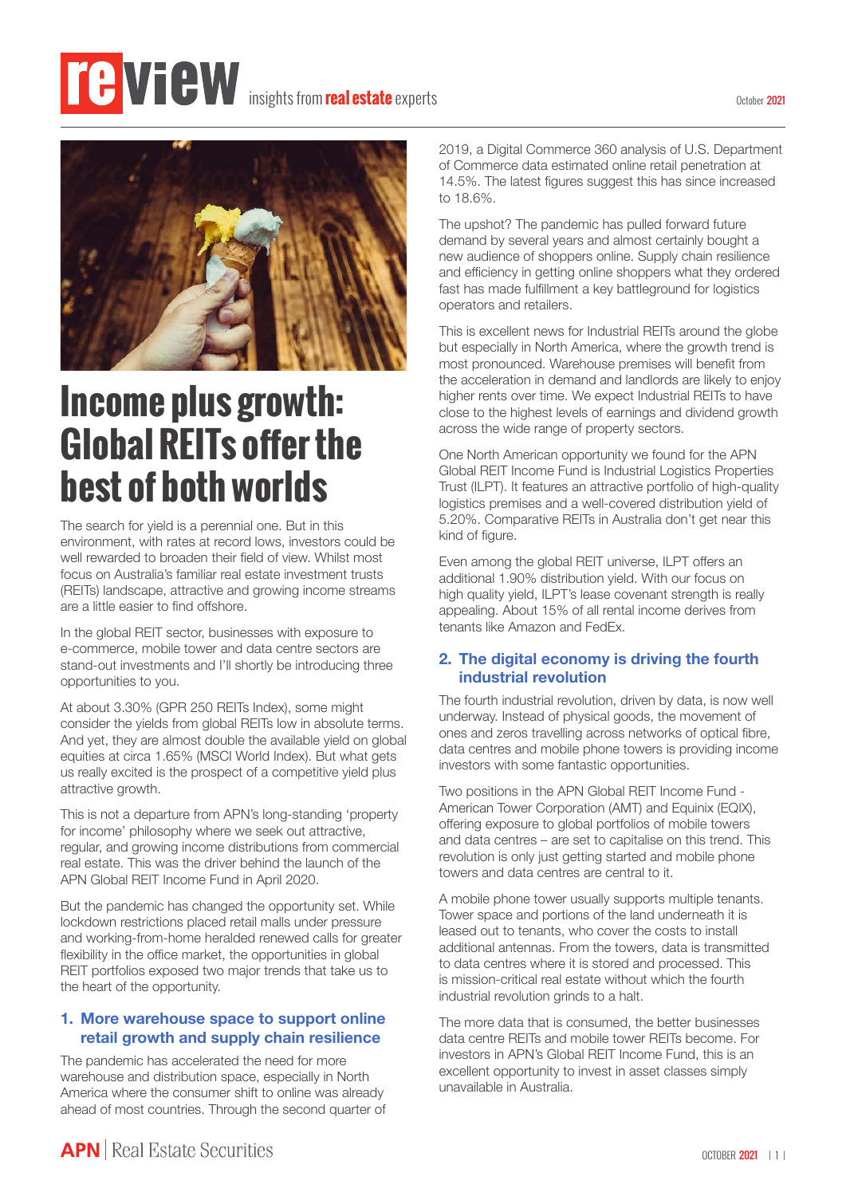# review insights from real estate experts

October 2021

# Income plus growth: Global REITs offer the best of both worlds

The search for yield is a perennial one. But in this environment, with rates at record lows, investors could be well rewarded to broaden their field of view. Whilst most focus on Australia's familiar real estate investment trusts (REITs) landscape, attractive and growing income streams are a little easier to find offshore.

In the global REIT sector, businesses with exposure to e-commerce, mobile tower and data centre sectors are stand-out investments and I'll shortly be introducing three opportunities to you.

At about 3.30% (GPR 250 REITs Index), some might consider the yields from global REITs low in absolute terms. And yet, they are almost double the available yield on global equities at circa 1.65% (MSCI World Index). But what gets us really excited is the prospect of a competitive yield plus attractive growth.

This is not a departure from APN's long-standing 'property for income' philosophy where we seek out attractive, regular, and growing income distributions from commercial real estate. This was the driver behind the launch of the APN Global REIT Income Fund in April 2020.

But the pandemic has changed the opportunity set. While lockdown restrictions placed retail malls under pressure and working-from-home heralded renewed calls for greater flexibility in the office market, the opportunities in global REIT portfolios exposed two major trends that take us to the heart of the opportunity.

## 1. More warehouse space to support online retail growth and supply chain resilience

The pandemic has accelerated the need for more warehouse and distribution space, especially in North America where the consumer shift to online was already ahead of most countries. Through the second quarter of 2019, a Digital Commerce 360 analysis of U.S. Department of Commerce data estimated online retail penetration at 14.5%. The latest figures suggest this has since increased to 18.6%.

The upshot? The pandemic has pulled forward future demand by several years and almost certainly bought a new audience of shoppers online. Supply chain resilience and efficiency in getting online shoppers what they ordered fast has made fulfillment a key battleground for logistics operators and retailers.

This is excellent news for Industrial REITs around the globe but especially in North America, where the growth trend is most pronounced. Warehouse premises will benefit from the acceleration in demand and landlords are likely to enjoy higher rents over time. We expect Industrial REITs to have close to the highest levels of earnings and dividend growth across the wide range of property sectors.

One North American opportunity we found for the APN Global REIT Income Fund is Industrial Logistics Properties Trust (ILPT). It features an attractive portfolio of high-quality logistics premises and a well-covered distribution yield of 5.20%. Comparative REITs in Australia don't get near this kind of figure.

Even among the global REIT universe, ILPT offers an additional 1.90% distribution yield. With our focus on high quality yield, ILPT's lease covenant strength is really appealing. About 15% of all rental income derives from tenants like Amazon and FedEx.

## 2. The digital economy is driving the fourth industrial revolution

The fourth industrial revolution, driven by data, is now well underway. Instead of physical goods, the movement of ones and zeros travelling across networks of optical fibre, data centres and mobile phone towers is providing income investors with some fantastic opportunities.

Two positions in the APN Global REIT Income Fund - American Tower Corporation (AMT) and Equinix (EQIX), offering exposure to global portfolios of mobile towers and data centres – are set to capitalise on this trend. This revolution is only just getting started and mobile phone towers and data centres are central to it.

A mobile phone tower usually supports multiple tenants. Tower space and portions of the land underneath it is leased out to tenants, who cover the costs to install additional antennas. From the towers, data is transmitted to data centres where it is stored and processed. This is mission-critical real estate without which the fourth industrial revolution grinds to a halt.

The more data that is consumed, the better businesses data centre REITs and mobile tower REITs become. For investors in APN's Global REIT Income Fund, this is an excellent opportunity to invest in asset classes simply unavailable in Australia.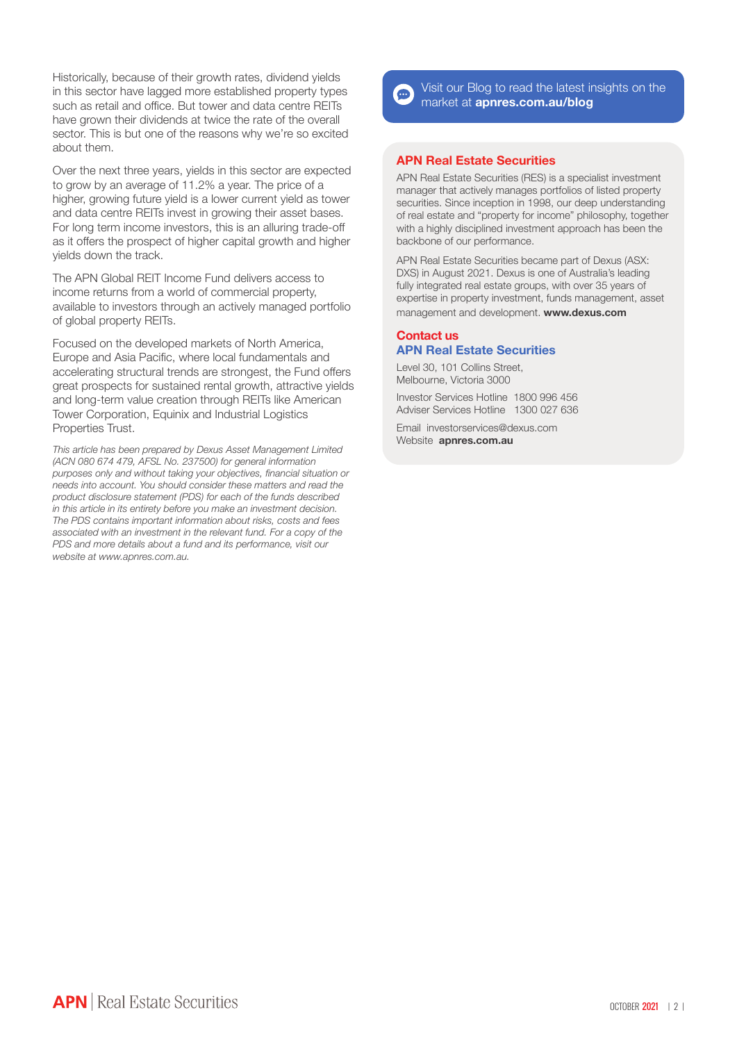Historically, because of their growth rates, dividend yields in this sector have lagged more established property types such as retail and office. But tower and data centre REITs have grown their dividends at twice the rate of the overall sector. This is but one of the reasons why we're so excited about them.

Over the next three years, yields in this sector are expected to grow by an average of 11.2% a year. The price of a higher, growing future yield is a lower current yield as tower and data centre REITs invest in growing their asset bases. For long term income investors, this is an alluring trade-off as it offers the prospect of higher capital growth and higher yields down the track.

The APN Global REIT Income Fund delivers access to income returns from a world of commercial property, available to investors through an actively managed portfolio of global property REITs.

Focused on the developed markets of North America, Europe and Asia Pacific, where local fundamentals and accelerating structural trends are strongest, the Fund offers great prospects for sustained rental growth, attractive yields and long-term value creation through REITs like American Tower Corporation, Equinix and Industrial Logistics Properties Trust.

*This article has been prepared by Dexus Asset Management Limited (ACN 080 674 479, AFSL No. 237500) for general information purposes only and without taking your objectives, financial situation or needs into account. You should consider these matters and read the product disclosure statement (PDS) for each of the funds described in this article in its entirety before you make an investment decision. The PDS contains important information about risks, costs and fees associated with an investment in the relevant fund. For a copy of the PDS and more details about a fund and its performance, visit our website at www.apnres.com.au.*

Visit our Blog to read the latest insights on the market at **apnres.com.au/blog**

## APN Real Estate Securities

APN Real Estate Securities (RES) is a specialist investment manager that actively manages portfolios of listed property securities. Since inception in 1998, our deep understanding of real estate and "property for income" philosophy, together with a highly disciplined investment approach has been the backbone of our performance.

APN Real Estate Securities became part of Dexus (ASX: DXS) in August 2021. Dexus is one of Australia's leading fully integrated real estate groups, with over 35 years of expertise in property investment, funds management, asset management and development. **www.dexus.com**

## Contact us

### APN Real Estate Securities

Level 30, 101 Collins Street,
Melbourne, Victoria 3000

Investor Services Hotline 1800 996 456
Adviser Services Hotline 1300 027 636

Email investorservices@dexus.com
Website **apnres.com.au**